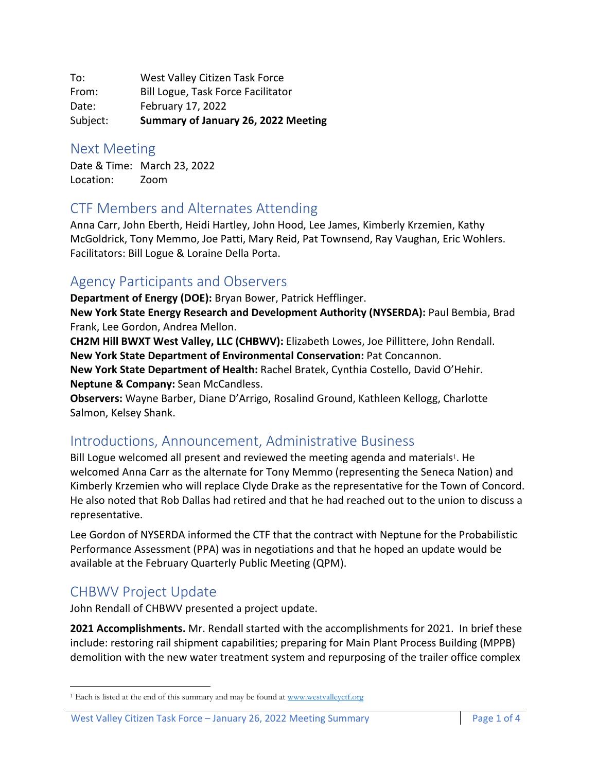To: West Valley Citizen Task Force
From: Bill Logue, Task Force Facilitator
Date: February 17, 2022
Subject: **Summary of January 26, 2022 Meeting**

## Next Meeting

Date & Time: March 23, 2022
Location: Zoom

## CTF Members and Alternates Attending

Anna Carr, John Eberth, Heidi Hartley, John Hood, Lee James, Kimberly Krzemien, Kathy McGoldrick, Tony Memmo, Joe Patti, Mary Reid, Pat Townsend, Ray Vaughan, Eric Wohlers. Facilitators: Bill Logue & Loraine Della Porta.

## Agency Participants and Observers

**Department of Energy (DOE):** Bryan Bower, Patrick Hefflinger.
**New York State Energy Research and Development Authority (NYSERDA):** Paul Bembia, Brad Frank, Lee Gordon, Andrea Mellon.
**CH2M Hill BWXT West Valley, LLC (CHBWV):** Elizabeth Lowes, Joe Pillittere, John Rendall.
**New York State Department of Environmental Conservation:** Pat Concannon.
**New York State Department of Health:** Rachel Bratek, Cynthia Costello, David O'Hehir.
**Neptune & Company:** Sean McCandless.
**Observers:** Wayne Barber, Diane D'Arrigo, Rosalind Ground, Kathleen Kellogg, Charlotte Salmon, Kelsey Shank.

## Introductions, Announcement, Administrative Business

Bill Logue welcomed all present and reviewed the meeting agenda and materials[1]. He welcomed Anna Carr as the alternate for Tony Memmo (representing the Seneca Nation) and Kimberly Krzemien who will replace Clyde Drake as the representative for the Town of Concord. He also noted that Rob Dallas had retired and that he had reached out to the union to discuss a representative.

Lee Gordon of NYSERDA informed the CTF that the contract with Neptune for the Probabilistic Performance Assessment (PPA) was in negotiations and that he hoped an update would be available at the February Quarterly Public Meeting (QPM).

## CHBWV Project Update

John Rendall of CHBWV presented a project update.

**2021 Accomplishments.** Mr. Rendall started with the accomplishments for 2021. In brief these include: restoring rail shipment capabilities; preparing for Main Plant Process Building (MPPB) demolition with the new water treatment system and repurposing of the trailer office complex

[1] Each is listed at the end of this summary and may be found at www.westvalleyctf.org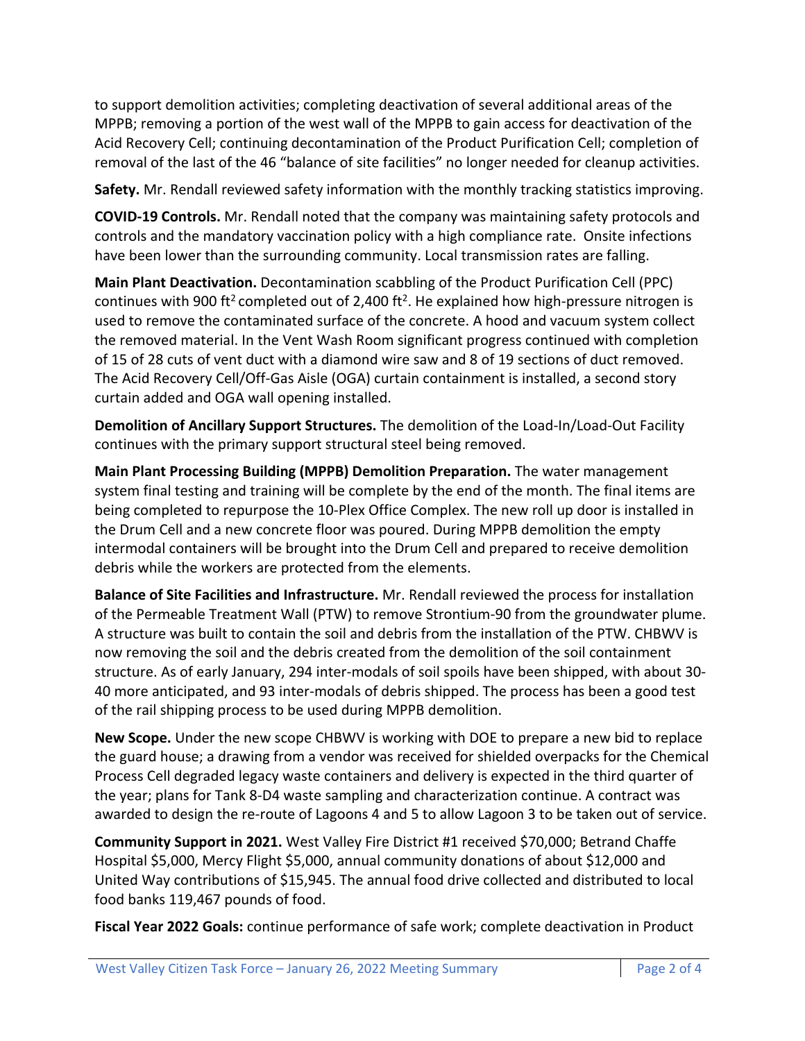to support demolition activities; completing deactivation of several additional areas of the MPPB; removing a portion of the west wall of the MPPB to gain access for deactivation of the Acid Recovery Cell; continuing decontamination of the Product Purification Cell; completion of removal of the last of the 46 "balance of site facilities" no longer needed for cleanup activities.

**Safety.** Mr. Rendall reviewed safety information with the monthly tracking statistics improving.

**COVID-19 Controls.** Mr. Rendall noted that the company was maintaining safety protocols and controls and the mandatory vaccination policy with a high compliance rate. Onsite infections have been lower than the surrounding community. Local transmission rates are falling.

**Main Plant Deactivation.** Decontamination scabbling of the Product Purification Cell (PPC) continues with 900 $ft^2$ completed out of 2,400 $ft^2$. He explained how high-pressure nitrogen is used to remove the contaminated surface of the concrete. A hood and vacuum system collect the removed material. In the Vent Wash Room significant progress continued with completion of 15 of 28 cuts of vent duct with a diamond wire saw and 8 of 19 sections of duct removed. The Acid Recovery Cell/Off-Gas Aisle (OGA) curtain containment is installed, a second story curtain added and OGA wall opening installed.

**Demolition of Ancillary Support Structures.** The demolition of the Load-In/Load-Out Facility continues with the primary support structural steel being removed.

**Main Plant Processing Building (MPPB) Demolition Preparation.** The water management system final testing and training will be complete by the end of the month. The final items are being completed to repurpose the 10-Plex Office Complex. The new roll up door is installed in the Drum Cell and a new concrete floor was poured. During MPPB demolition the empty intermodal containers will be brought into the Drum Cell and prepared to receive demolition debris while the workers are protected from the elements.

**Balance of Site Facilities and Infrastructure.** Mr. Rendall reviewed the process for installation of the Permeable Treatment Wall (PTW) to remove Strontium-90 from the groundwater plume. A structure was built to contain the soil and debris from the installation of the PTW. CHBWV is now removing the soil and the debris created from the demolition of the soil containment structure. As of early January, 294 inter-modals of soil spoils have been shipped, with about 30-40 more anticipated, and 93 inter-modals of debris shipped. The process has been a good test of the rail shipping process to be used during MPPB demolition.

**New Scope.** Under the new scope CHBWV is working with DOE to prepare a new bid to replace the guard house; a drawing from a vendor was received for shielded overpacks for the Chemical Process Cell degraded legacy waste containers and delivery is expected in the third quarter of the year; plans for Tank 8-D4 waste sampling and characterization continue. A contract was awarded to design the re-route of Lagoons 4 and 5 to allow Lagoon 3 to be taken out of service.

**Community Support in 2021.** West Valley Fire District #1 received $70,000; Betrand Chaffe Hospital $5,000, Mercy Flight $5,000, annual community donations of about $12,000 and United Way contributions of $15,945. The annual food drive collected and distributed to local food banks 119,467 pounds of food.

**Fiscal Year 2022 Goals:** continue performance of safe work; complete deactivation in Product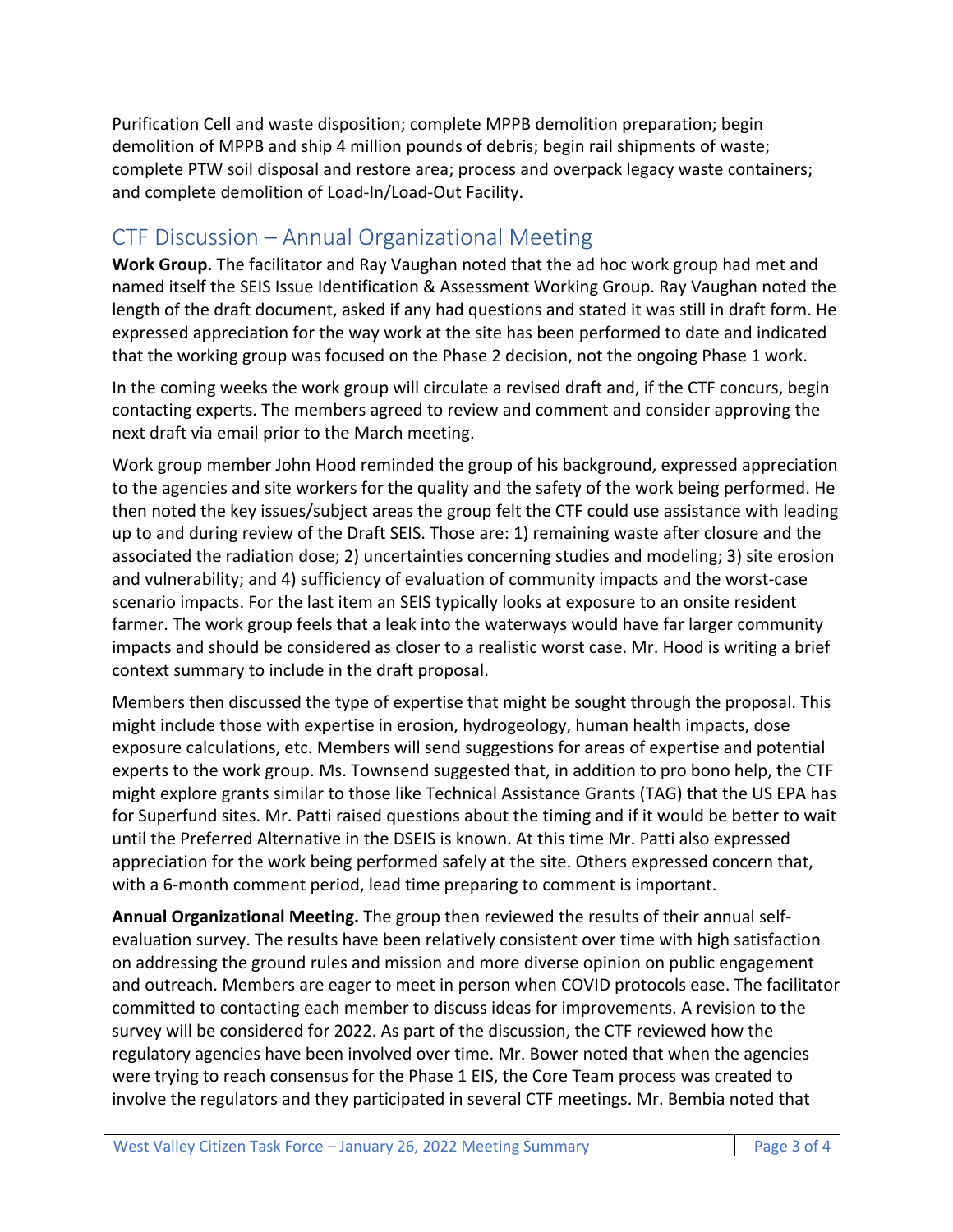Purification Cell and waste disposition; complete MPPB demolition preparation; begin demolition of MPPB and ship 4 million pounds of debris; begin rail shipments of waste; complete PTW soil disposal and restore area; process and overpack legacy waste containers; and complete demolition of Load-In/Load-Out Facility.

## CTF Discussion – Annual Organizational Meeting

**Work Group.** The facilitator and Ray Vaughan noted that the ad hoc work group had met and named itself the SEIS Issue Identification & Assessment Working Group. Ray Vaughan noted the length of the draft document, asked if any had questions and stated it was still in draft form. He expressed appreciation for the way work at the site has been performed to date and indicated that the working group was focused on the Phase 2 decision, not the ongoing Phase 1 work.

In the coming weeks the work group will circulate a revised draft and, if the CTF concurs, begin contacting experts. The members agreed to review and comment and consider approving the next draft via email prior to the March meeting.

Work group member John Hood reminded the group of his background, expressed appreciation to the agencies and site workers for the quality and the safety of the work being performed. He then noted the key issues/subject areas the group felt the CTF could use assistance with leading up to and during review of the Draft SEIS. Those are: 1) remaining waste after closure and the associated the radiation dose; 2) uncertainties concerning studies and modeling; 3) site erosion and vulnerability; and 4) sufficiency of evaluation of community impacts and the worst-case scenario impacts. For the last item an SEIS typically looks at exposure to an onsite resident farmer. The work group feels that a leak into the waterways would have far larger community impacts and should be considered as closer to a realistic worst case. Mr. Hood is writing a brief context summary to include in the draft proposal.

Members then discussed the type of expertise that might be sought through the proposal. This might include those with expertise in erosion, hydrogeology, human health impacts, dose exposure calculations, etc. Members will send suggestions for areas of expertise and potential experts to the work group. Ms. Townsend suggested that, in addition to pro bono help, the CTF might explore grants similar to those like Technical Assistance Grants (TAG) that the US EPA has for Superfund sites. Mr. Patti raised questions about the timing and if it would be better to wait until the Preferred Alternative in the DSEIS is known. At this time Mr. Patti also expressed appreciation for the work being performed safely at the site. Others expressed concern that, with a 6-month comment period, lead time preparing to comment is important.

**Annual Organizational Meeting.** The group then reviewed the results of their annual self-evaluation survey. The results have been relatively consistent over time with high satisfaction on addressing the ground rules and mission and more diverse opinion on public engagement and outreach. Members are eager to meet in person when COVID protocols ease. The facilitator committed to contacting each member to discuss ideas for improvements. A revision to the survey will be considered for 2022. As part of the discussion, the CTF reviewed how the regulatory agencies have been involved over time. Mr. Bower noted that when the agencies were trying to reach consensus for the Phase 1 EIS, the Core Team process was created to involve the regulators and they participated in several CTF meetings. Mr. Bembia noted that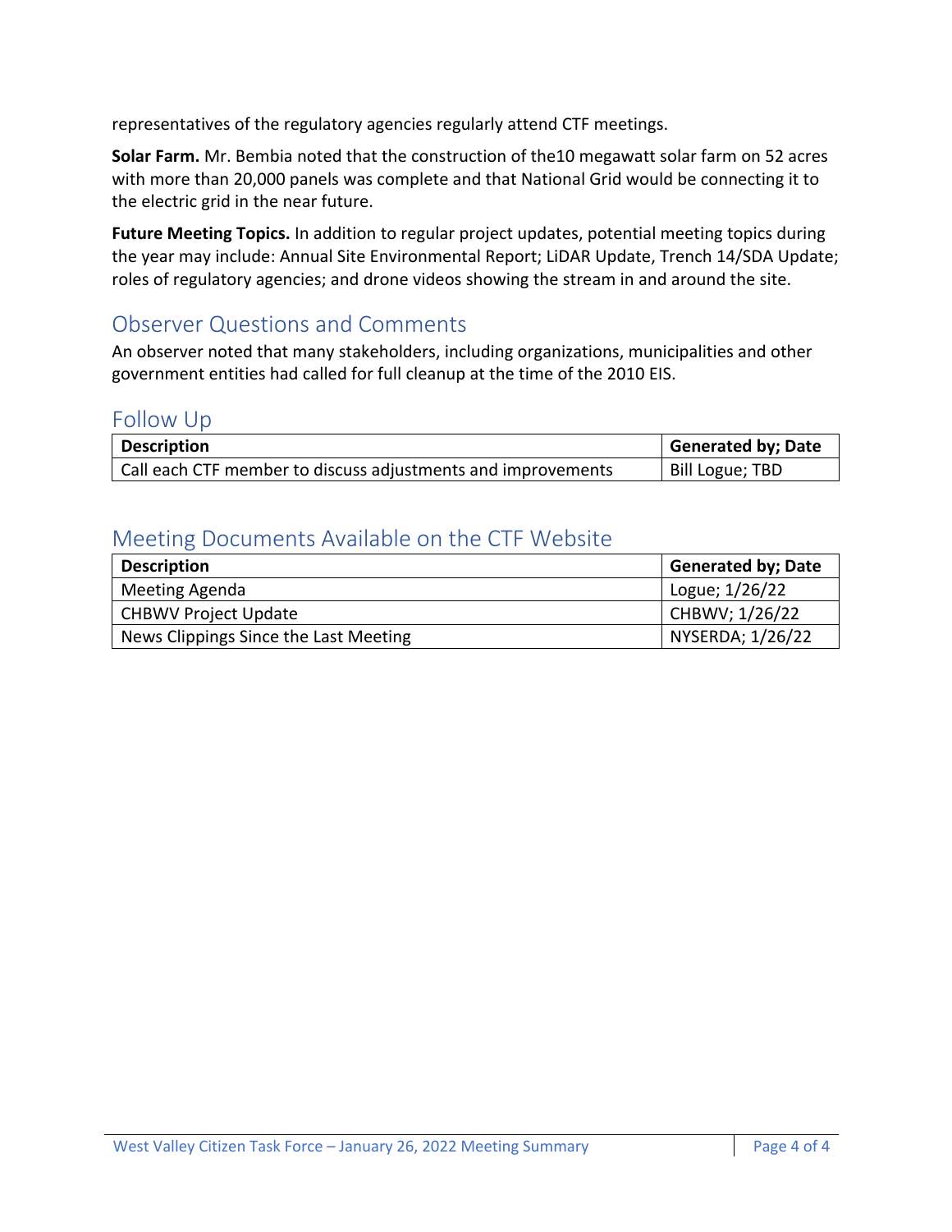representatives of the regulatory agencies regularly attend CTF meetings.

**Solar Farm.** Mr. Bembia noted that the construction of the10 megawatt solar farm on 52 acres with more than 20,000 panels was complete and that National Grid would be connecting it to the electric grid in the near future.

**Future Meeting Topics.** In addition to regular project updates, potential meeting topics during the year may include: Annual Site Environmental Report; LiDAR Update, Trench 14/SDA Update; roles of regulatory agencies; and drone videos showing the stream in and around the site.

## Observer Questions and Comments

An observer noted that many stakeholders, including organizations, municipalities and other government entities had called for full cleanup at the time of the 2010 EIS.

## Follow Up

| Description | Generated by; Date |
|---|---|
| Call each CTF member to discuss adjustments and improvements | Bill Logue; TBD |

## Meeting Documents Available on the CTF Website

| Description | Generated by; Date |
|---|---|
| Meeting Agenda | Logue; 1/26/22 |
| CHBWV Project Update | CHBWV; 1/26/22 |
| News Clippings Since the Last Meeting | NYSERDA; 1/26/22 |